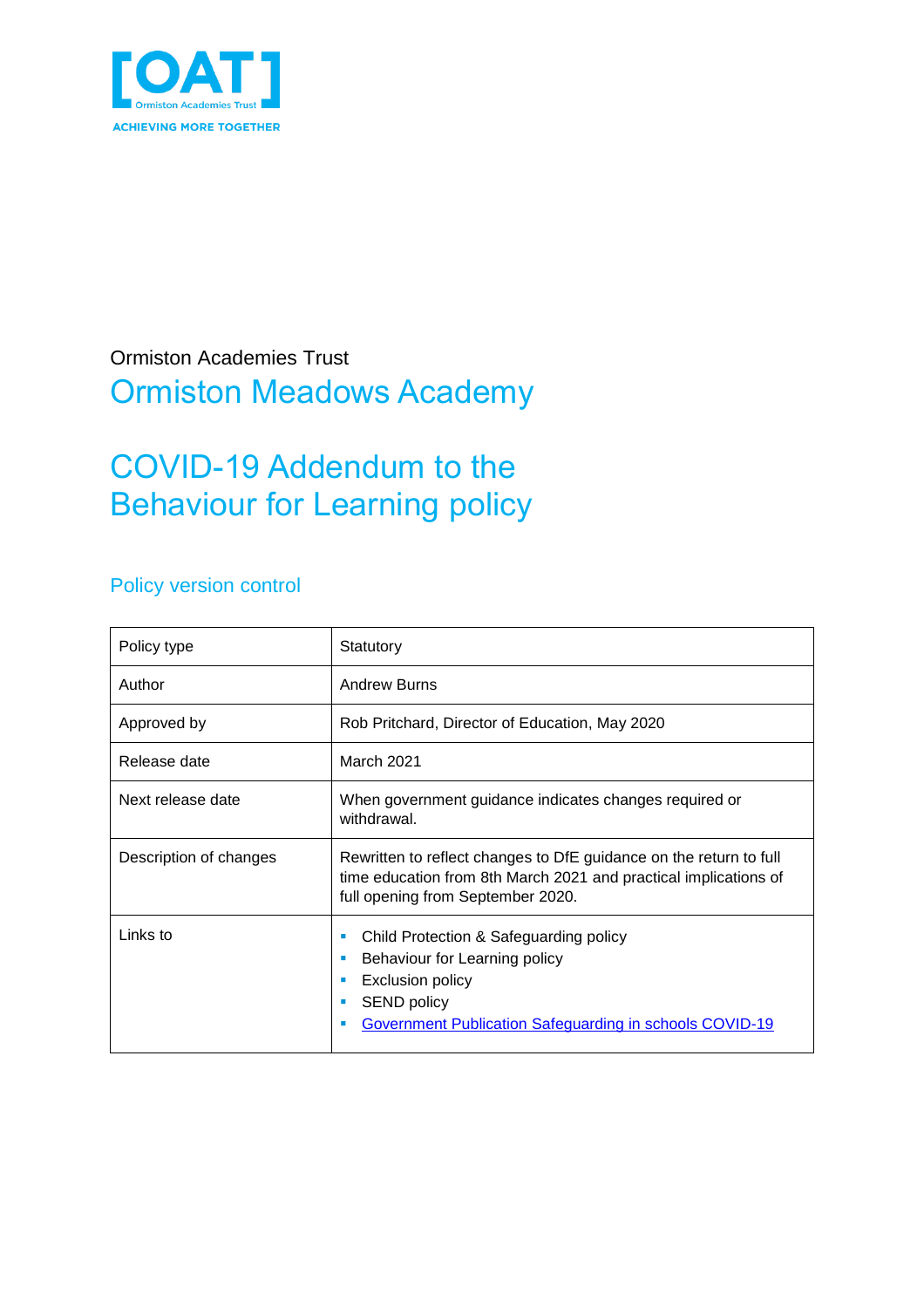[OAT]
Ormiston Academies Trust
ACHIEVING MORE TOGETHER

Ormiston Academies Trust

# Ormiston Meadows Academy

# COVID-19 Addendum to the Behaviour for Learning policy

## Policy version control

| Policy type | Statutory |
|---|---|
| Author | Andrew Burns |
| Approved by | Rob Pritchard, Director of Education, May 2020 |
| Release date | March 2021 |
| Next release date | When government guidance indicates changes required or withdrawal. |
| Description of changes | Rewritten to reflect changes to DfE guidance on the return to full time education from 8th March 2021 and practical implications of full opening from September 2020. |
| Links to | ▪ Child Protection & Safeguarding policy<br>▪ Behaviour for Learning policy<br>▪ Exclusion policy<br>▪ SEND policy<br>▪ Government Publication Safeguarding in schools COVID-19 |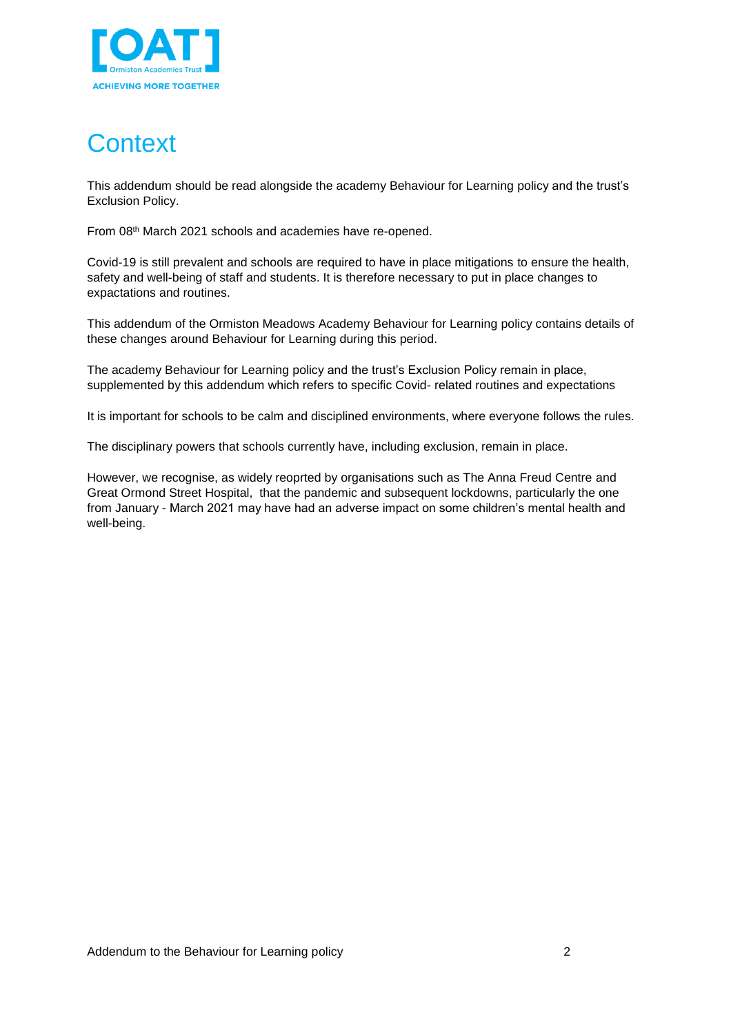# Context

This addendum should be read alongside the academy Behaviour for Learning policy and the trust's Exclusion Policy.

From 08th March 2021 schools and academies have re-opened.

Covid-19 is still prevalent and schools are required to have in place mitigations to ensure the health, safety and well-being of staff and students. It is therefore necessary to put in place changes to expactations and routines.

This addendum of the Ormiston Meadows Academy Behaviour for Learning policy contains details of these changes around Behaviour for Learning during this period.

The academy Behaviour for Learning policy and the trust's Exclusion Policy remain in place, supplemented by this addendum which refers to specific Covid- related routines and expectations

It is important for schools to be calm and disciplined environments, where everyone follows the rules.

The disciplinary powers that schools currently have, including exclusion, remain in place.

However, we recognise, as widely reoprted by organisations such as The Anna Freud Centre and Great Ormond Street Hospital, that the pandemic and subsequent lockdowns, particularly the one from January - March 2021 may have had an adverse impact on some children's mental health and well-being.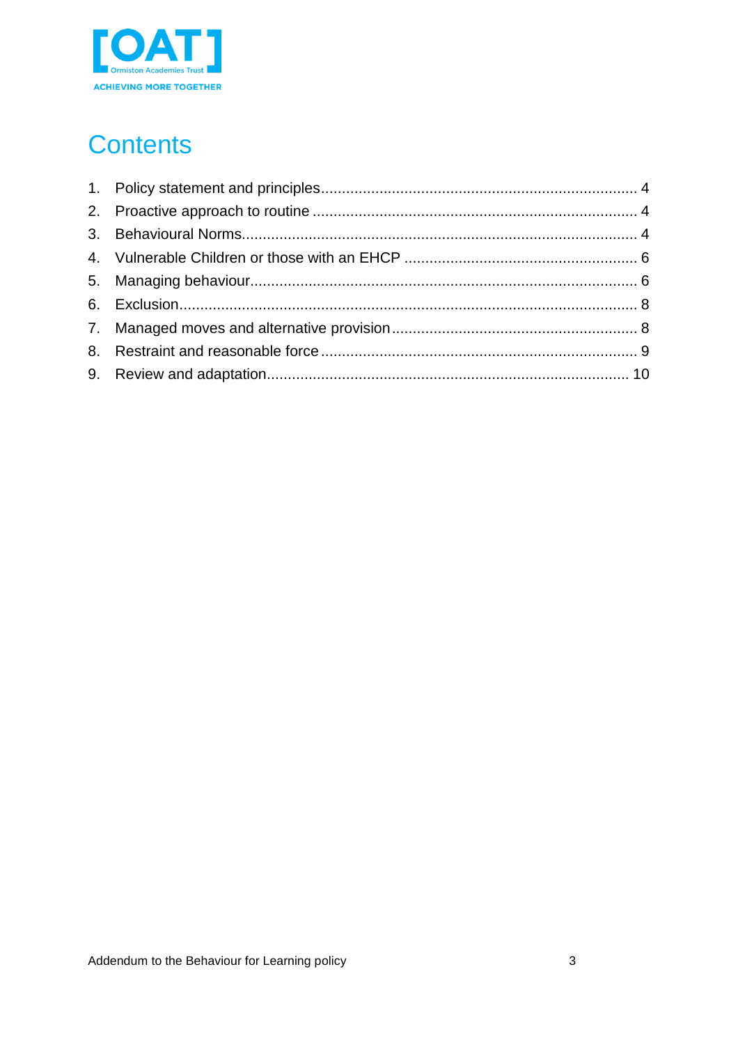# Contents

1. Policy statement and principles .......... 4
2. Proactive approach to routine .......... 4
3. Behavioural Norms .......... 4
4. Vulnerable Children or those with an EHCP .......... 6
5. Managing behaviour .......... 6
6. Exclusion .......... 8
7. Managed moves and alternative provision .......... 8
8. Restraint and reasonable force .......... 9
9. Review and adaptation .......... 10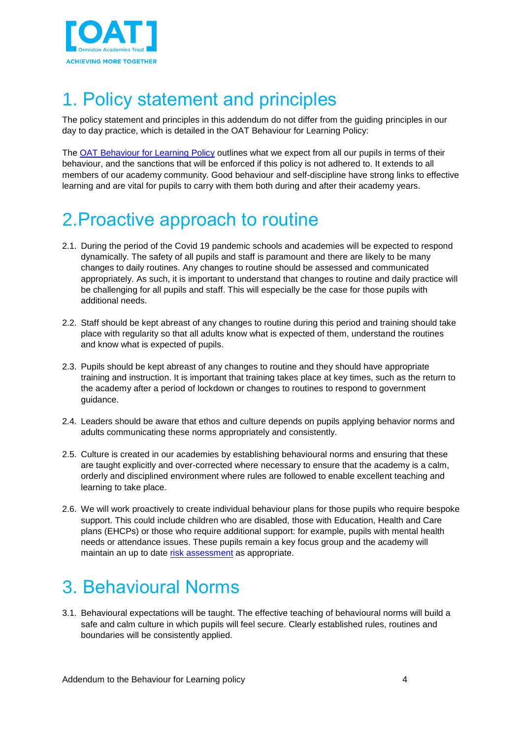# 1. Policy statement and principles

The policy statement and principles in this addendum do not differ from the guiding principles in our day to day practice, which is detailed in the OAT Behaviour for Learning Policy:

The OAT Behaviour for Learning Policy outlines what we expect from all our pupils in terms of their behaviour, and the sanctions that will be enforced if this policy is not adhered to. It extends to all members of our academy community. Good behaviour and self-discipline have strong links to effective learning and are vital for pupils to carry with them both during and after their academy years.

# 2.Proactive approach to routine

2.1. During the period of the Covid 19 pandemic schools and academies will be expected to respond dynamically. The safety of all pupils and staff is paramount and there are likely to be many changes to daily routines. Any changes to routine should be assessed and communicated appropriately. As such, it is important to understand that changes to routine and daily practice will be challenging for all pupils and staff. This will especially be the case for those pupils with additional needs.

2.2. Staff should be kept abreast of any changes to routine during this period and training should take place with regularity so that all adults know what is expected of them, understand the routines and know what is expected of pupils.

2.3. Pupils should be kept abreast of any changes to routine and they should have appropriate training and instruction. It is important that training takes place at key times, such as the return to the academy after a period of lockdown or changes to routines to respond to government guidance.

2.4. Leaders should be aware that ethos and culture depends on pupils applying behavior norms and adults communicating these norms appropriately and consistently.

2.5. Culture is created in our academies by establishing behavioural norms and ensuring that these are taught explicitly and over-corrected where necessary to ensure that the academy is a calm, orderly and disciplined environment where rules are followed to enable excellent teaching and learning to take place.

2.6. We will work proactively to create individual behaviour plans for those pupils who require bespoke support. This could include children who are disabled, those with Education, Health and Care plans (EHCPs) or those who require additional support: for example, pupils with mental health needs or attendance issues. These pupils remain a key focus group and the academy will maintain an up to date risk assessment as appropriate.

# 3. Behavioural Norms

3.1. Behavioural expectations will be taught. The effective teaching of behavioural norms will build a safe and calm culture in which pupils will feel secure. Clearly established rules, routines and boundaries will be consistently applied.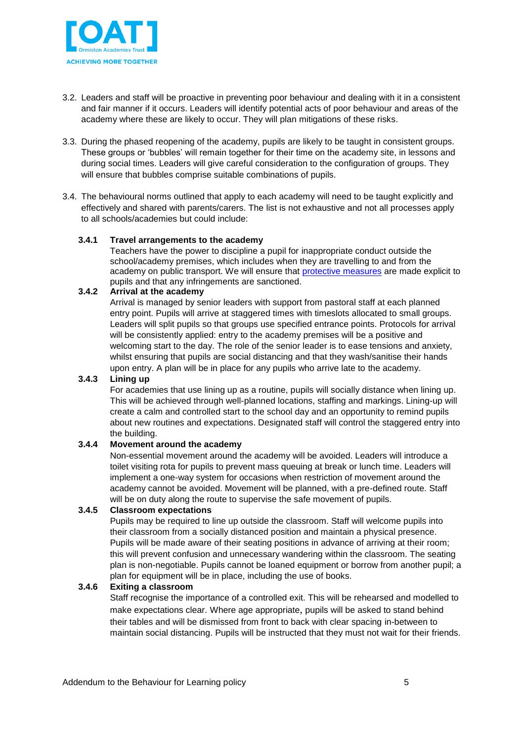3.2. Leaders and staff will be proactive in preventing poor behaviour and dealing with it in a consistent and fair manner if it occurs. Leaders will identify potential acts of poor behaviour and areas of the academy where these are likely to occur. They will plan mitigations of these risks.

3.3. During the phased reopening of the academy, pupils are likely to be taught in consistent groups. These groups or 'bubbles' will remain together for their time on the academy site, in lessons and during social times. Leaders will give careful consideration to the configuration of groups. They will ensure that bubbles comprise suitable combinations of pupils.

3.4. The behavioural norms outlined that apply to each academy will need to be taught explicitly and effectively and shared with parents/carers. The list is not exhaustive and not all processes apply to all schools/academies but could include:

**3.4.1 Travel arrangements to the academy**

Teachers have the power to discipline a pupil for inappropriate conduct outside the school/academy premises, which includes when they are travelling to and from the academy on public transport. We will ensure that protective measures are made explicit to pupils and that any infringements are sanctioned.

**3.4.2 Arrival at the academy**

Arrival is managed by senior leaders with support from pastoral staff at each planned entry point. Pupils will arrive at staggered times with timeslots allocated to small groups. Leaders will split pupils so that groups use specified entrance points. Protocols for arrival will be consistently applied: entry to the academy premises will be a positive and welcoming start to the day. The role of the senior leader is to ease tensions and anxiety, whilst ensuring that pupils are social distancing and that they wash/sanitise their hands upon entry. A plan will be in place for any pupils who arrive late to the academy.

**3.4.3 Lining up**

For academies that use lining up as a routine, pupils will socially distance when lining up. This will be achieved through well-planned locations, staffing and markings. Lining-up will create a calm and controlled start to the school day and an opportunity to remind pupils about new routines and expectations. Designated staff will control the staggered entry into the building.

**3.4.4 Movement around the academy**

Non-essential movement around the academy will be avoided. Leaders will introduce a toilet visiting rota for pupils to prevent mass queuing at break or lunch time. Leaders will implement a one-way system for occasions when restriction of movement around the academy cannot be avoided. Movement will be planned, with a pre-defined route. Staff will be on duty along the route to supervise the safe movement of pupils.

**3.4.5 Classroom expectations**

Pupils may be required to line up outside the classroom. Staff will welcome pupils into their classroom from a socially distanced position and maintain a physical presence. Pupils will be made aware of their seating positions in advance of arriving at their room; this will prevent confusion and unnecessary wandering within the classroom. The seating plan is non-negotiable. Pupils cannot be loaned equipment or borrow from another pupil; a plan for equipment will be in place, including the use of books.

**3.4.6 Exiting a classroom**

Staff recognise the importance of a controlled exit. This will be rehearsed and modelled to make expectations clear. Where age appropriate, pupils will be asked to stand behind their tables and will be dismissed from front to back with clear spacing in-between to maintain social distancing. Pupils will be instructed that they must not wait for their friends.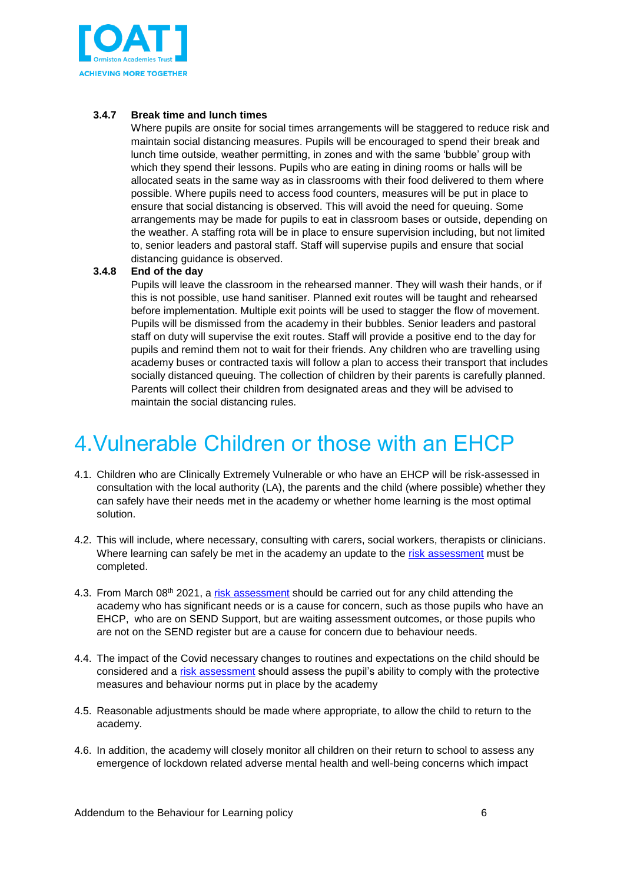### 3.4.7 Break time and lunch times

Where pupils are onsite for social times arrangements will be staggered to reduce risk and maintain social distancing measures. Pupils will be encouraged to spend their break and lunch time outside, weather permitting, in zones and with the same 'bubble' group with which they spend their lessons. Pupils who are eating in dining rooms or halls will be allocated seats in the same way as in classrooms with their food delivered to them where possible. Where pupils need to access food counters, measures will be put in place to ensure that social distancing is observed. This will avoid the need for queuing. Some arrangements may be made for pupils to eat in classroom bases or outside, depending on the weather. A staffing rota will be in place to ensure supervision including, but not limited to, senior leaders and pastoral staff. Staff will supervise pupils and ensure that social distancing guidance is observed.

### 3.4.8 End of the day

Pupils will leave the classroom in the rehearsed manner. They will wash their hands, or if this is not possible, use hand sanitiser. Planned exit routes will be taught and rehearsed before implementation. Multiple exit points will be used to stagger the flow of movement. Pupils will be dismissed from the academy in their bubbles. Senior leaders and pastoral staff on duty will supervise the exit routes. Staff will provide a positive end to the day for pupils and remind them not to wait for their friends. Any children who are travelling using academy buses or contracted taxis will follow a plan to access their transport that includes socially distanced queuing. The collection of children by their parents is carefully planned. Parents will collect their children from designated areas and they will be advised to maintain the social distancing rules.

# 4. Vulnerable Children or those with an EHCP

4.1. Children who are Clinically Extremely Vulnerable or who have an EHCP will be risk-assessed in consultation with the local authority (LA), the parents and the child (where possible) whether they can safely have their needs met in the academy or whether home learning is the most optimal solution.

4.2. This will include, where necessary, consulting with carers, social workers, therapists or clinicians. Where learning can safely be met in the academy an update to the risk assessment must be completed.

4.3. From March 08th 2021, a risk assessment should be carried out for any child attending the academy who has significant needs or is a cause for concern, such as those pupils who have an EHCP, who are on SEND Support, but are waiting assessment outcomes, or those pupils who are not on the SEND register but are a cause for concern due to behaviour needs.

4.4. The impact of the Covid necessary changes to routines and expectations on the child should be considered and a risk assessment should assess the pupil's ability to comply with the protective measures and behaviour norms put in place by the academy

4.5. Reasonable adjustments should be made where appropriate, to allow the child to return to the academy.

4.6. In addition, the academy will closely monitor all children on their return to school to assess any emergence of lockdown related adverse mental health and well-being concerns which impact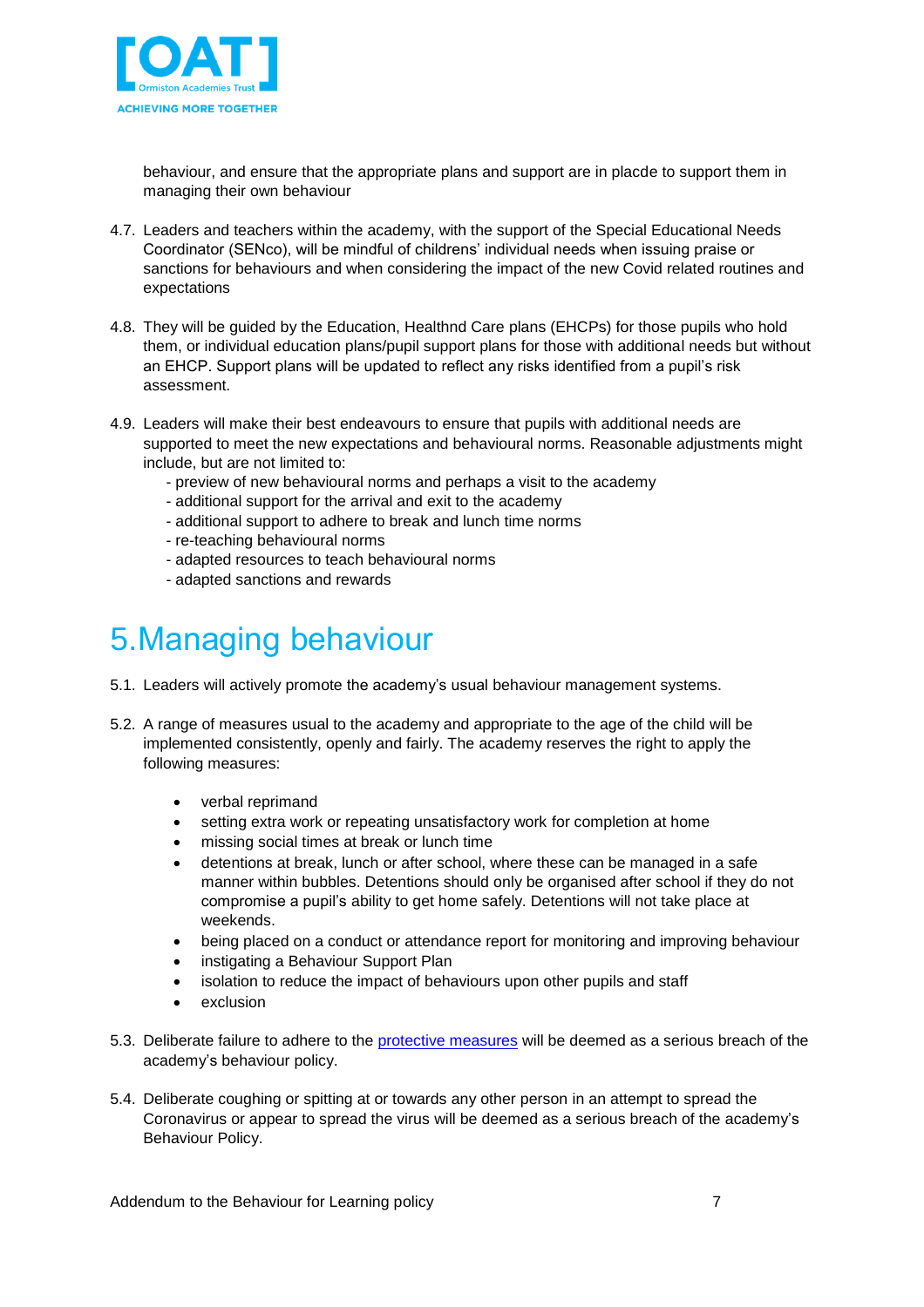behaviour, and ensure that the appropriate plans and support are in placde to support them in managing their own behaviour

4.7. Leaders and teachers within the academy, with the support of the Special Educational Needs Coordinator (SENco), will be mindful of childrens' individual needs when issuing praise or sanctions for behaviours and when considering the impact of the new Covid related routines and expectations

4.8. They will be guided by the Education, Healthnd Care plans (EHCPs) for those pupils who hold them, or individual education plans/pupil support plans for those with additional needs but without an EHCP. Support plans will be updated to reflect any risks identified from a pupil's risk assessment.

4.9. Leaders will make their best endeavours to ensure that pupils with additional needs are supported to meet the new expectations and behavioural norms. Reasonable adjustments might include, but are not limited to:
   - preview of new behavioural norms and perhaps a visit to the academy
   - additional support for the arrival and exit to the academy
   - additional support to adhere to break and lunch time norms
   - re-teaching behavioural norms
   - adapted resources to teach behavioural norms
   - adapted sanctions and rewards

# 5.Managing behaviour

5.1. Leaders will actively promote the academy's usual behaviour management systems.

5.2. A range of measures usual to the academy and appropriate to the age of the child will be implemented consistently, openly and fairly. The academy reserves the right to apply the following measures:

- verbal reprimand
- setting extra work or repeating unsatisfactory work for completion at home
- missing social times at break or lunch time
- detentions at break, lunch or after school, where these can be managed in a safe manner within bubbles. Detentions should only be organised after school if they do not compromise a pupil's ability to get home safely. Detentions will not take place at weekends.
- being placed on a conduct or attendance report for monitoring and improving behaviour
- instigating a Behaviour Support Plan
- isolation to reduce the impact of behaviours upon other pupils and staff
- exclusion

5.3. Deliberate failure to adhere to the protective measures will be deemed as a serious breach of the academy's behaviour policy.

5.4. Deliberate coughing or spitting at or towards any other person in an attempt to spread the Coronavirus or appear to spread the virus will be deemed as a serious breach of the academy's Behaviour Policy.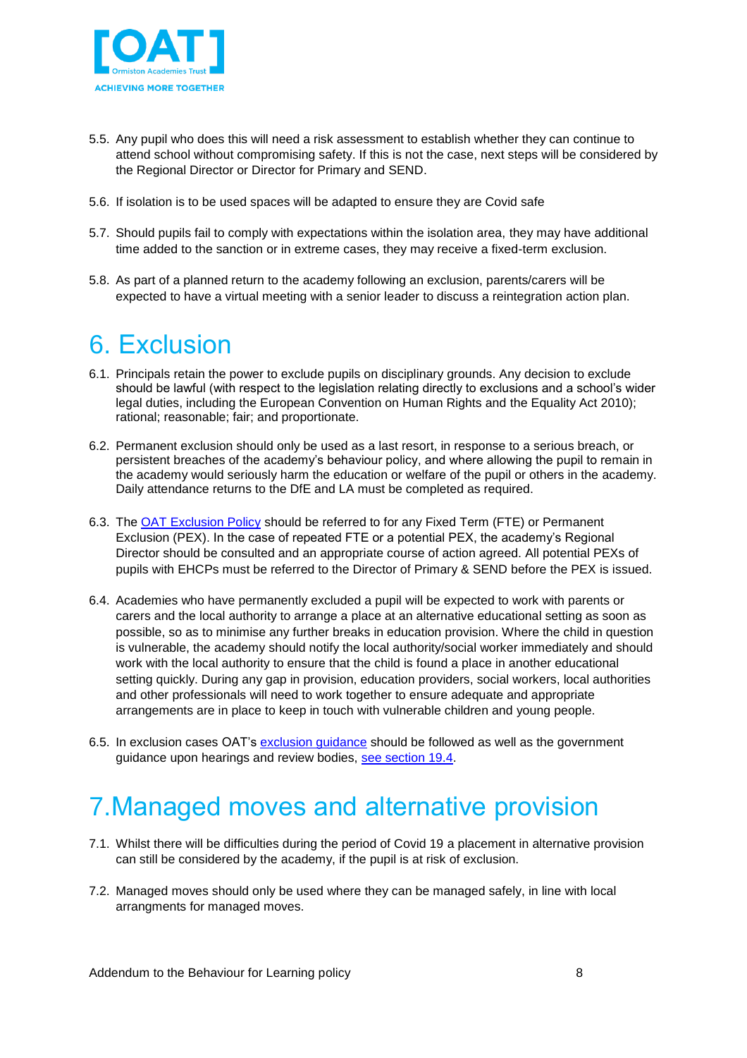5.5. Any pupil who does this will need a risk assessment to establish whether they can continue to attend school without compromising safety. If this is not the case, next steps will be considered by the Regional Director or Director for Primary and SEND.

5.6. If isolation is to be used spaces will be adapted to ensure they are Covid safe

5.7. Should pupils fail to comply with expectations within the isolation area, they may have additional time added to the sanction or in extreme cases, they may receive a fixed-term exclusion.

5.8. As part of a planned return to the academy following an exclusion, parents/carers will be expected to have a virtual meeting with a senior leader to discuss a reintegration action plan.

# 6. Exclusion

6.1. Principals retain the power to exclude pupils on disciplinary grounds. Any decision to exclude should be lawful (with respect to the legislation relating directly to exclusions and a school's wider legal duties, including the European Convention on Human Rights and the Equality Act 2010); rational; reasonable; fair; and proportionate.

6.2. Permanent exclusion should only be used as a last resort, in response to a serious breach, or persistent breaches of the academy's behaviour policy, and where allowing the pupil to remain in the academy would seriously harm the education or welfare of the pupil or others in the academy. Daily attendance returns to the DfE and LA must be completed as required.

6.3. The OAT Exclusion Policy should be referred to for any Fixed Term (FTE) or Permanent Exclusion (PEX). In the case of repeated FTE or a potential PEX, the academy's Regional Director should be consulted and an appropriate course of action agreed. All potential PEXs of pupils with EHCPs must be referred to the Director of Primary & SEND before the PEX is issued.

6.4. Academies who have permanently excluded a pupil will be expected to work with parents or carers and the local authority to arrange a place at an alternative educational setting as soon as possible, so as to minimise any further breaks in education provision. Where the child in question is vulnerable, the academy should notify the local authority/social worker immediately and should work with the local authority to ensure that the child is found a place in another educational setting quickly. During any gap in provision, education providers, social workers, local authorities and other professionals will need to work together to ensure adequate and appropriate arrangements are in place to keep in touch with vulnerable children and young people.

6.5. In exclusion cases OAT's exclusion guidance should be followed as well as the government guidance upon hearings and review bodies, see section 19.4.

# 7. Managed moves and alternative provision

7.1. Whilst there will be difficulties during the period of Covid 19 a placement in alternative provision can still be considered by the academy, if the pupil is at risk of exclusion.

7.2. Managed moves should only be used where they can be managed safely, in line with local arrangments for managed moves.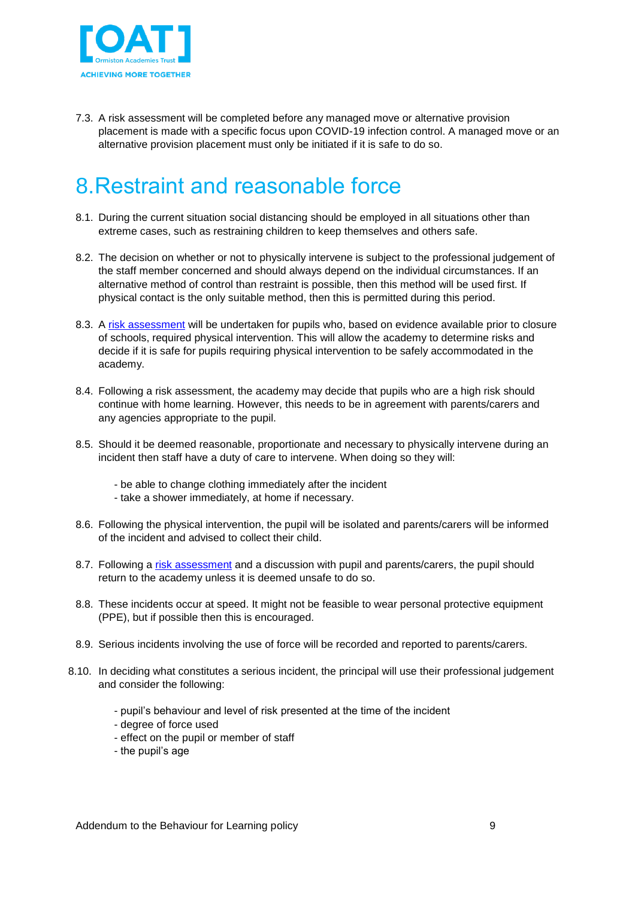7.3. A risk assessment will be completed before any managed move or alternative provision placement is made with a specific focus upon COVID-19 infection control. A managed move or an alternative provision placement must only be initiated if it is safe to do so.

# 8. Restraint and reasonable force

8.1. During the current situation social distancing should be employed in all situations other than extreme cases, such as restraining children to keep themselves and others safe.

8.2. The decision on whether or not to physically intervene is subject to the professional judgement of the staff member concerned and should always depend on the individual circumstances. If an alternative method of control than restraint is possible, then this method will be used first. If physical contact is the only suitable method, then this is permitted during this period.

8.3. A risk assessment will be undertaken for pupils who, based on evidence available prior to closure of schools, required physical intervention. This will allow the academy to determine risks and decide if it is safe for pupils requiring physical intervention to be safely accommodated in the academy.

8.4. Following a risk assessment, the academy may decide that pupils who are a high risk should continue with home learning. However, this needs to be in agreement with parents/carers and any agencies appropriate to the pupil.

8.5. Should it be deemed reasonable, proportionate and necessary to physically intervene during an incident then staff have a duty of care to intervene. When doing so they will:

- be able to change clothing immediately after the incident
- take a shower immediately, at home if necessary.

8.6. Following the physical intervention, the pupil will be isolated and parents/carers will be informed of the incident and advised to collect their child.

8.7. Following a risk assessment and a discussion with pupil and parents/carers, the pupil should return to the academy unless it is deemed unsafe to do so.

8.8. These incidents occur at speed. It might not be feasible to wear personal protective equipment (PPE), but if possible then this is encouraged.

8.9. Serious incidents involving the use of force will be recorded and reported to parents/carers.

8.10. In deciding what constitutes a serious incident, the principal will use their professional judgement and consider the following:

- pupil's behaviour and level of risk presented at the time of the incident
- degree of force used
- effect on the pupil or member of staff
- the pupil's age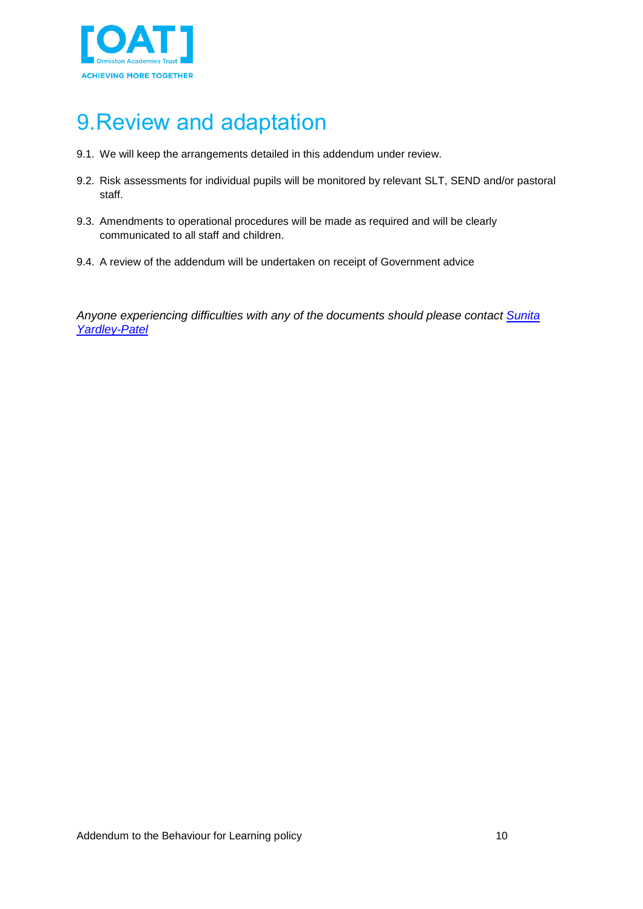# 9. Review and adaptation

9.1. We will keep the arrangements detailed in this addendum under review.

9.2. Risk assessments for individual pupils will be monitored by relevant SLT, SEND and/or pastoral staff.

9.3. Amendments to operational procedures will be made as required and will be clearly communicated to all staff and children.

9.4. A review of the addendum will be undertaken on receipt of Government advice

*Anyone experiencing difficulties with any of the documents should please contact Sunita Yardley-Patel*